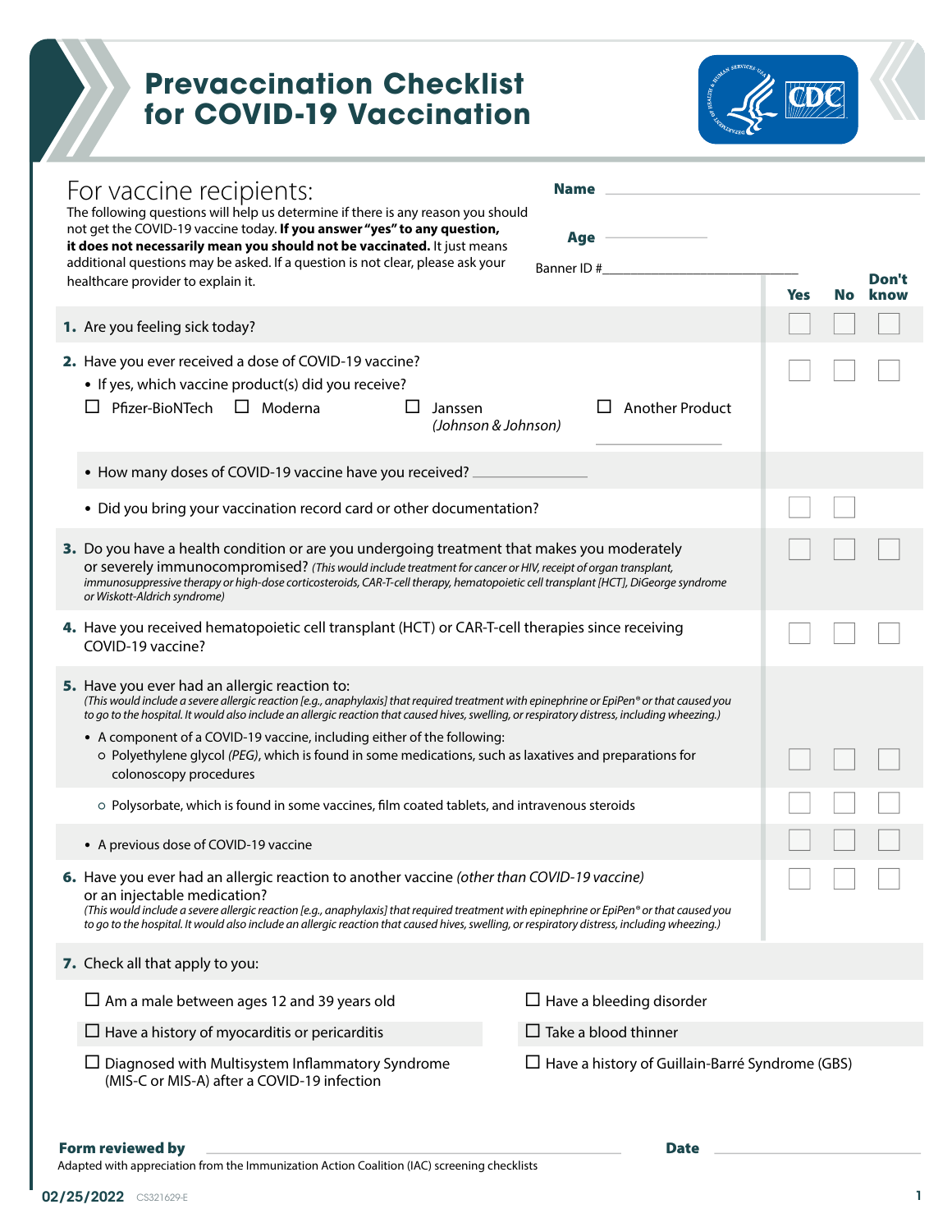# Prevaccination Checklist for COVID-19 Vaccination

## For vaccine recipients:

The following questions will help us determine if there is any reason you should not get the COVID-19 vaccine today. **If you answer "yes" to any question, it does not necessarily mean you should not be vaccinated.** It just means additional questions may be asked. If a question is not clear, please ask your healthcare provider to explain it.

**Name** ______________________

**Age** ______________

Banner ID #______________________

| | Yes | No | Don't know |
|---|---|---|---|
| **1.** Are you feeling sick today? | ☐ | ☐ | ☐ |
| **2.** Have you ever received a dose of COVID-19 vaccine? | ☐ | ☐ | ☐ |
| • If yes, which vaccine product(s) did you receive?<br>☐ Pfizer-BioNTech ☐ Moderna ☐ Janssen *(Johnson & Johnson)* ☐ Another Product ______________ | | | |
| • How many doses of COVID-19 vaccine have you received? ______________ | | | |
| • Did you bring your vaccination record card or other documentation? | ☐ | ☐ | |
| **3.** Do you have a health condition or are you undergoing treatment that makes you moderately or severely immunocompromised? *(This would include treatment for cancer or HIV, receipt of organ transplant, immunosuppressive therapy or high-dose corticosteroids, CAR-T-cell therapy, hematopoietic cell transplant [HCT], DiGeorge syndrome or Wiskott-Aldrich syndrome)* | ☐ | ☐ | ☐ |
| **4.** Have you received hematopoietic cell transplant (HCT) or CAR-T-cell therapies since receiving COVID-19 vaccine? | ☐ | ☐ | ☐ |
| **5.** Have you ever had an allergic reaction to:<br>*(This would include a severe allergic reaction [e.g., anaphylaxis] that required treatment with epinephrine or EpiPen® or that caused you to go to the hospital. It would also include an allergic reaction that caused hives, swelling, or respiratory distress, including wheezing.)*<br>• A component of a COVID-19 vaccine, including either of the following:<br>○ Polyethylene glycol *(PEG)*, which is found in some medications, such as laxatives and preparations for colonoscopy procedures | ☐ | ☐ | ☐ |
| ○ Polysorbate, which is found in some vaccines, film coated tablets, and intravenous steroids | ☐ | ☐ | ☐ |
| • A previous dose of COVID-19 vaccine | ☐ | ☐ | ☐ |
| **6.** Have you ever had an allergic reaction to another vaccine *(other than COVID-19 vaccine)* or an injectable medication?<br>*(This would include a severe allergic reaction [e.g., anaphylaxis] that required treatment with epinephrine or EpiPen® or that caused you to go to the hospital. It would also include an allergic reaction that caused hives, swelling, or respiratory distress, including wheezing.)* | ☐ | ☐ | ☐ |

**7.** Check all that apply to you:

- ☐ Am a male between ages 12 and 39 years old
- ☐ Have a history of myocarditis or pericarditis
- ☐ Diagnosed with Multisystem Inflammatory Syndrome (MIS-C or MIS-A) after a COVID-19 infection
- ☐ Have a bleeding disorder
- ☐ Take a blood thinner
- ☐ Have a history of Guillain-Barré Syndrome (GBS)

**Form reviewed by** ______________________ **Date** ______________

Adapted with appreciation from the Immunization Action Coalition (IAC) screening checklists

**02/25/2022** CS321629-E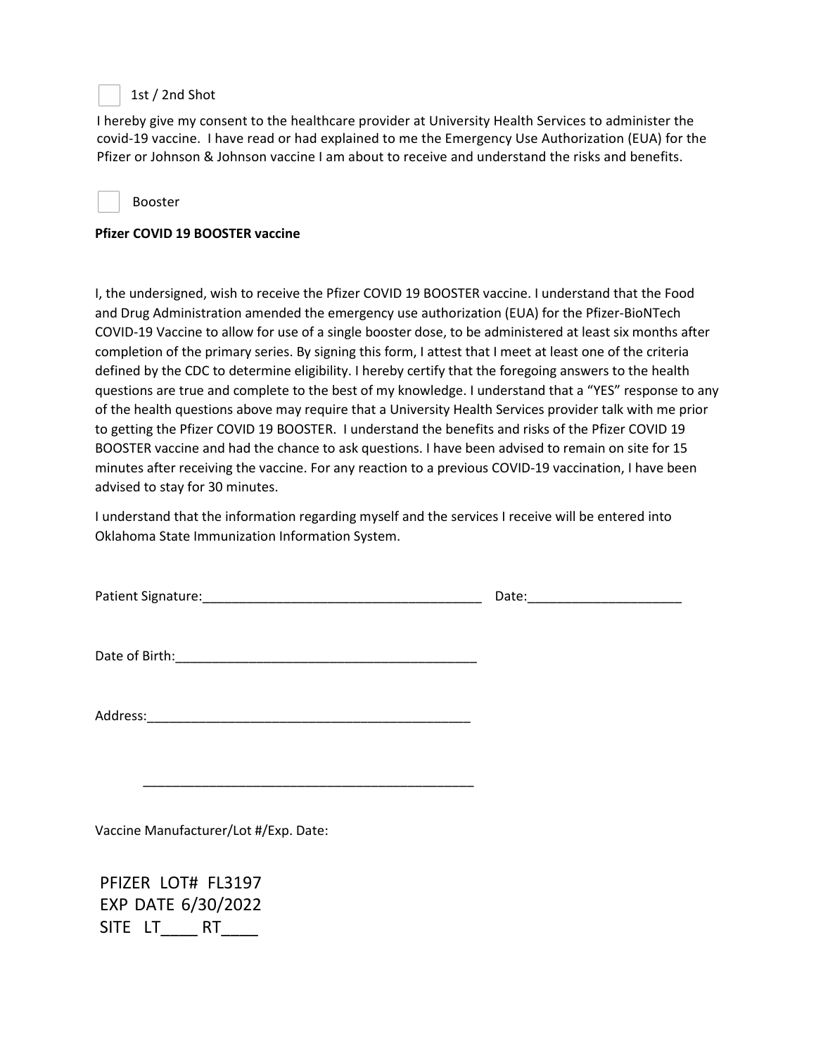☐ 1st / 2nd Shot

I hereby give my consent to the healthcare provider at University Health Services to administer the covid-19 vaccine. I have read or had explained to me the Emergency Use Authorization (EUA) for the Pfizer or Johnson & Johnson vaccine I am about to receive and understand the risks and benefits.

☐ Booster

**Pfizer COVID 19 BOOSTER vaccine**

I, the undersigned, wish to receive the Pfizer COVID 19 BOOSTER vaccine. I understand that the Food and Drug Administration amended the emergency use authorization (EUA) for the Pfizer-BioNTech COVID-19 Vaccine to allow for use of a single booster dose, to be administered at least six months after completion of the primary series. By signing this form, I attest that I meet at least one of the criteria defined by the CDC to determine eligibility. I hereby certify that the foregoing answers to the health questions are true and complete to the best of my knowledge. I understand that a "YES" response to any of the health questions above may require that a University Health Services provider talk with me prior to getting the Pfizer COVID 19 BOOSTER. I understand the benefits and risks of the Pfizer COVID 19 BOOSTER vaccine and had the chance to ask questions. I have been advised to remain on site for 15 minutes after receiving the vaccine. For any reaction to a previous COVID-19 vaccination, I have been advised to stay for 30 minutes.

I understand that the information regarding myself and the services I receive will be entered into Oklahoma State Immunization Information System.

Patient Signature:_______________________________________ Date:_____________________

Date of Birth:___________________________________________

Address:_______________________________________________

_______________________________________________

Vaccine Manufacturer/Lot #/Exp. Date:

PFIZER LOT# FL3197
EXP DATE 6/30/2022
SITE LT____ RT____